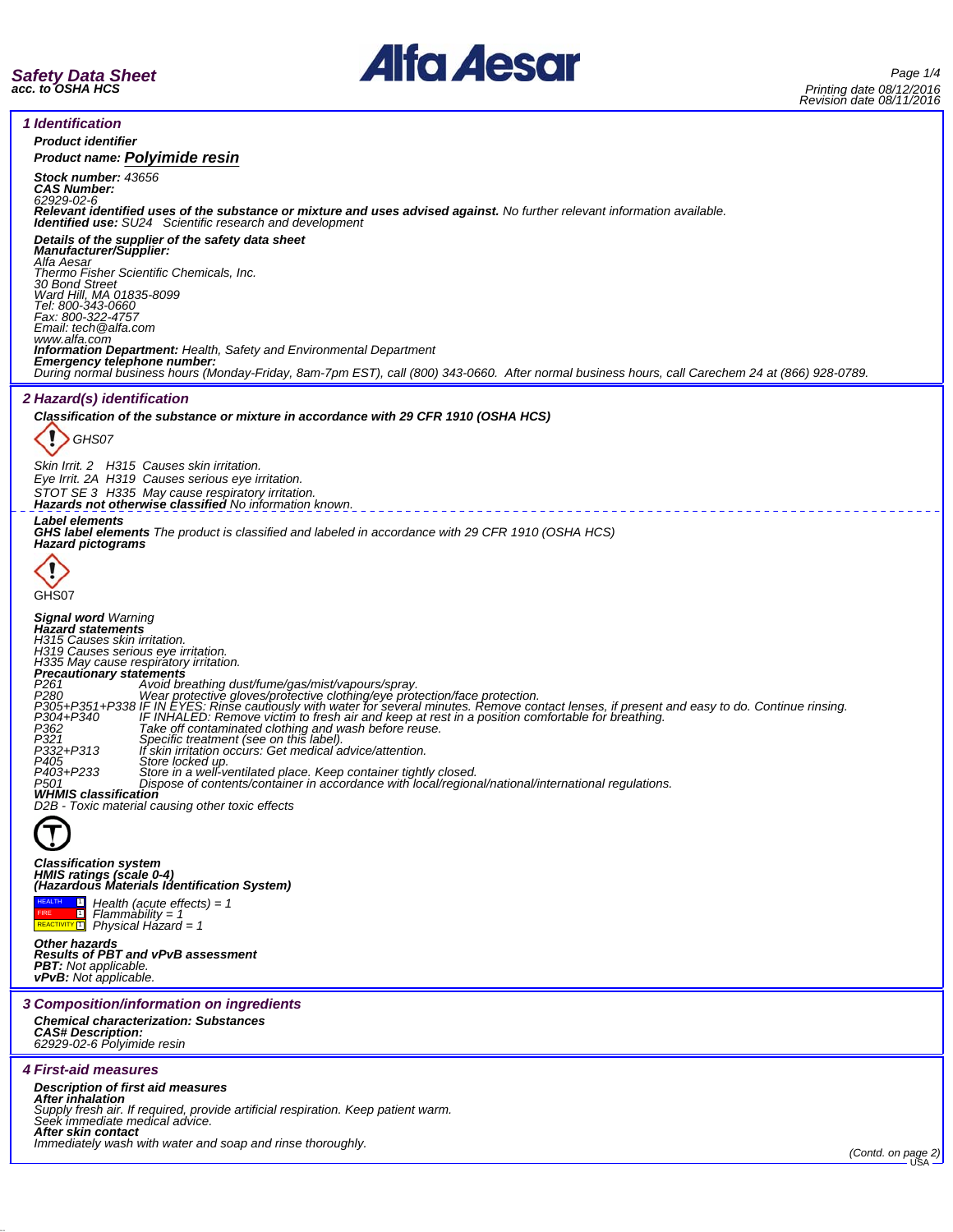**Safety Data Sheet**
**acc. to OSHA HCS**

Printing date 08/12/2016
Revision date 08/11/2016

## 1 Identification

**Product identifier**

**Product name: Polyimide resin**

**Stock number:** 43656
**CAS Number:**
62929-02-6
**Relevant identified uses of the substance or mixture and uses advised against.** No further relevant information available.
**Identified use:** SU24 Scientific research and development

**Details of the supplier of the safety data sheet**
**Manufacturer/Supplier:**
Alfa Aesar
Thermo Fisher Scientific Chemicals, Inc.
30 Bond Street
Ward Hill, MA 01835-8099
Tel: 800-343-0660
Fax: 800-322-4757
Email: tech@alfa.com
www.alfa.com
**Information Department:** Health, Safety and Environmental Department
**Emergency telephone number:**
During normal business hours (Monday-Friday, 8am-7pm EST), call (800) 343-0660. After normal business hours, call Carechem 24 at (866) 928-0789.

## 2 Hazard(s) identification

**Classification of the substance or mixture in accordance with 29 CFR 1910 (OSHA HCS)**

GHS07

Skin Irrit. 2 H315 Causes skin irritation.
Eye Irrit. 2A H319 Causes serious eye irritation.
STOT SE 3 H335 May cause respiratory irritation.
**Hazards not otherwise classified** No information known.

**Label elements**
**GHS label elements** The product is classified and labeled in accordance with 29 CFR 1910 (OSHA HCS)
**Hazard pictograms**

GHS07

**Signal word** Warning
**Hazard statements**
H315 Causes skin irritation.
H319 Causes serious eye irritation.
H335 May cause respiratory irritation.
**Precautionary statements**

| | |
|---|---|
| P261 | Avoid breathing dust/fume/gas/mist/vapours/spray. |
| P280 | Wear protective gloves/protective clothing/eye protection/face protection. |
| P305+P351+P338 | IF IN EYES: Rinse cautiously with water for several minutes. Remove contact lenses, if present and easy to do. Continue rinsing. |
| P304+P340 | IF INHALED: Remove victim to fresh air and keep at rest in a position comfortable for breathing. |
| P362 | Take off contaminated clothing and wash before reuse. |
| P321 | Specific treatment (see on this label). |
| P332+P313 | If skin irritation occurs: Get medical advice/attention. |
| P405 | Store locked up. |
| P403+P233 | Store in a well-ventilated place. Keep container tightly closed. |
| P501 | Dispose of contents/container in accordance with local/regional/national/international regulations. |

**WHMIS classification**
D2B - Toxic material causing other toxic effects

**Classification system**
**HMIS ratings (scale 0-4)**
**(Hazardous Materials Identification System)**

| | | |
|---|---|---|
| HEALTH | 1 | Health (acute effects) = 1 |
| FIRE | 1 | Flammability = 1 |
| REACTIVITY | 1 | Physical Hazard = 1 |

**Other hazards**
**Results of PBT and vPvB assessment**
**PBT:** Not applicable.
**vPvB:** Not applicable.

## 3 Composition/information on ingredients

**Chemical characterization: Substances**
**CAS# Description:**
62929-02-6 Polyimide resin

## 4 First-aid measures

**Description of first aid measures**
**After inhalation**
Supply fresh air. If required, provide artificial respiration. Keep patient warm.
Seek immediate medical advice.
**After skin contact**
Immediately wash with water and soap and rinse thoroughly.

(Contd. on page 2)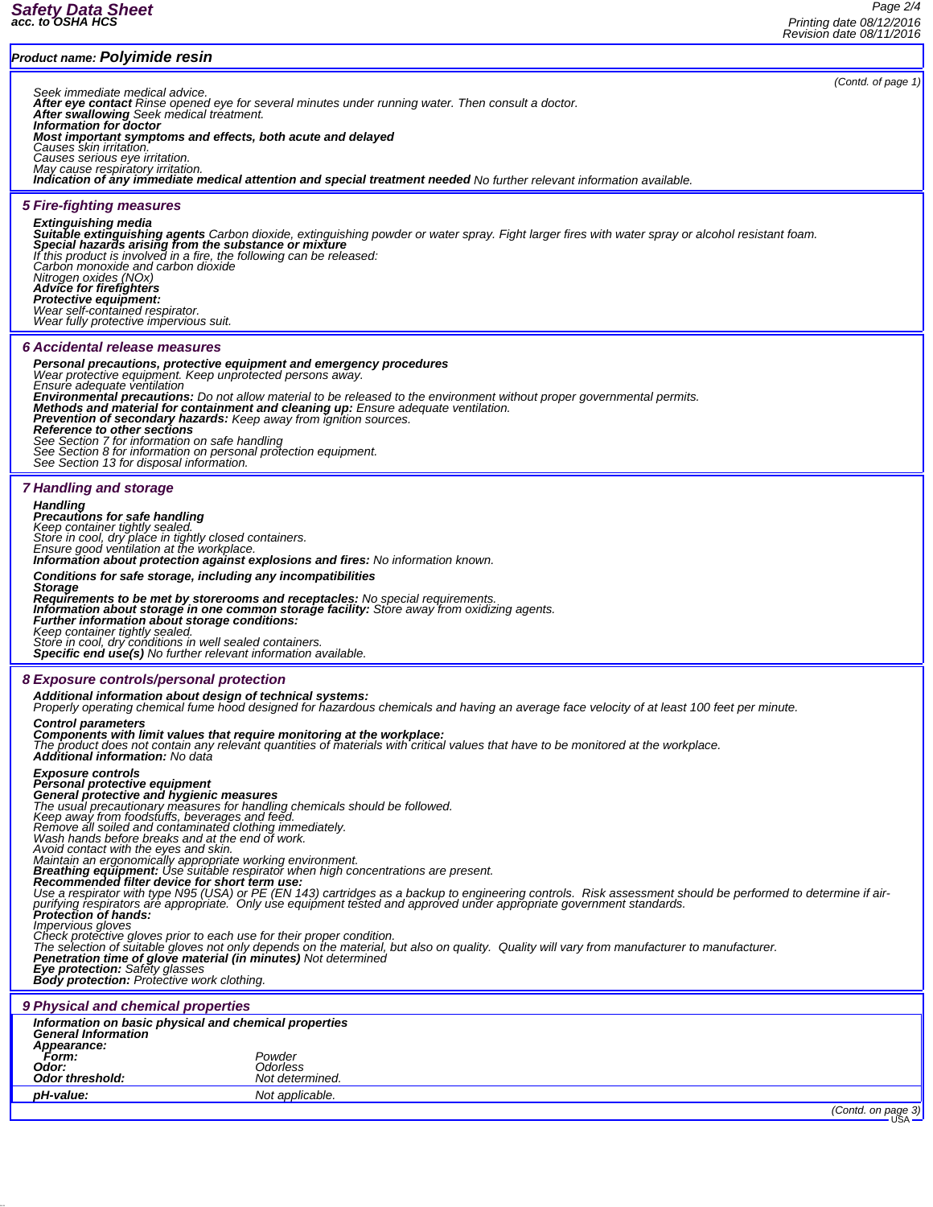**Product name: Polyimide resin**

(Contd. of page 1)

Seek immediate medical advice.
**After eye contact** Rinse opened eye for several minutes under running water. Then consult a doctor.
**After swallowing** Seek medical treatment.
**Information for doctor**
**Most important symptoms and effects, both acute and delayed**
Causes skin irritation.
Causes serious eye irritation.
May cause respiratory irritation.
**Indication of any immediate medical attention and special treatment needed** No further relevant information available.

## 5 Fire-fighting measures

**Extinguishing media**
**Suitable extinguishing agents** Carbon dioxide, extinguishing powder or water spray. Fight larger fires with water spray or alcohol resistant foam.
**Special hazards arising from the substance or mixture**
If this product is involved in a fire, the following can be released:
Carbon monoxide and carbon dioxide
Nitrogen oxides (NOx)
**Advice for firefighters**
**Protective equipment:**
Wear self-contained respirator.
Wear fully protective impervious suit.

## 6 Accidental release measures

**Personal precautions, protective equipment and emergency procedures**
Wear protective equipment. Keep unprotected persons away.
Ensure adequate ventilation
**Environmental precautions:** Do not allow material to be released to the environment without proper governmental permits.
**Methods and material for containment and cleaning up:** Ensure adequate ventilation.
**Prevention of secondary hazards:** Keep away from ignition sources.
**Reference to other sections**
See Section 7 for information on safe handling
See Section 8 for information on personal protection equipment.
See Section 13 for disposal information.

## 7 Handling and storage

**Handling**
**Precautions for safe handling**
Keep container tightly sealed.
Store in cool, dry place in tightly closed containers.
Ensure good ventilation at the workplace.
**Information about protection against explosions and fires:** No information known.

**Conditions for safe storage, including any incompatibilities**
**Storage**
**Requirements to be met by storerooms and receptacles:** No special requirements.
**Information about storage in one common storage facility:** Store away from oxidizing agents.
**Further information about storage conditions:**
Keep container tightly sealed.
Store in cool, dry conditions in well sealed containers.
**Specific end use(s)** No further relevant information available.

## 8 Exposure controls/personal protection

**Additional information about design of technical systems:**
Properly operating chemical fume hood designed for hazardous chemicals and having an average face velocity of at least 100 feet per minute.

**Control parameters**
**Components with limit values that require monitoring at the workplace:**
The product does not contain any relevant quantities of materials with critical values that have to be monitored at the workplace.
**Additional information:** No data

**Exposure controls**
**Personal protective equipment**
**General protective and hygienic measures**
The usual precautionary measures for handling chemicals should be followed.
Keep away from foodstuffs, beverages and feed.
Remove all soiled and contaminated clothing immediately.
Wash hands before breaks and at the end of work.
Avoid contact with the eyes and skin.
Maintain an ergonomically appropriate working environment.
**Breathing equipment:** Use suitable respirator when high concentrations are present.
**Recommended filter device for short term use:**
Use a respirator with type N95 (USA) or PE (EN 143) cartridges as a backup to engineering controls. Risk assessment should be performed to determine if air-purifying respirators are appropriate. Only use equipment tested and approved under appropriate government standards.
**Protection of hands:**
Impervious gloves
Check protective gloves prior to each use for their proper condition.
The selection of suitable gloves not only depends on the material, but also on quality. Quality will vary from manufacturer to manufacturer.
**Penetration time of glove material (in minutes)** Not determined
**Eye protection:** Safety glasses
**Body protection:** Protective work clothing.

## 9 Physical and chemical properties

**Information on basic physical and chemical properties**
**General Information**
**Appearance:**

| | |
|---|---|
| **Form:** | Powder |
| **Odor:** | Odorless |
| **Odor threshold:** | Not determined. |
| **pH-value:** | Not applicable. |

(Contd. on page 3)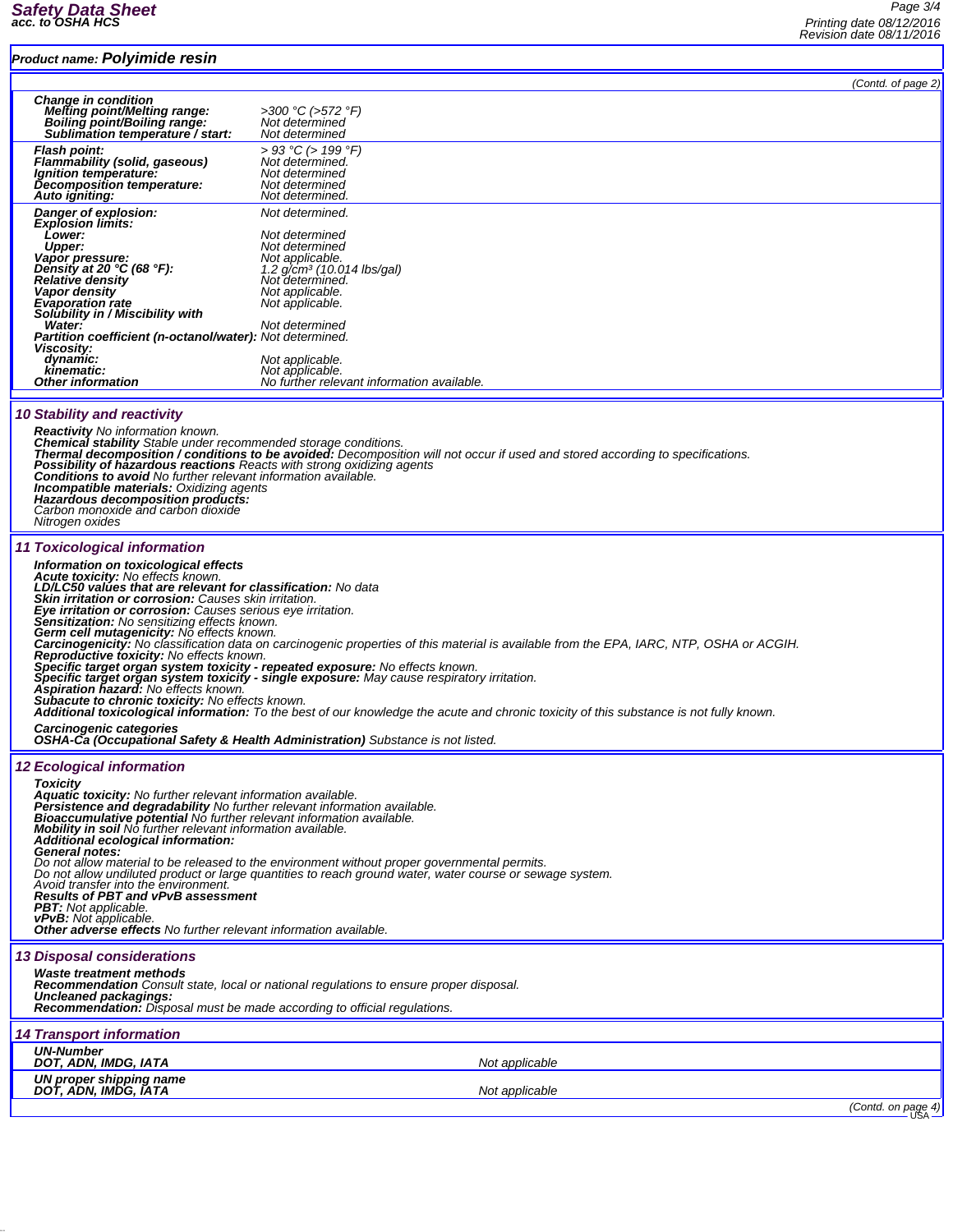Product name: **Polyimide resin**

(Contd. of page 2)

| | |
|---|---|
| **Change in condition** | |
| **Melting point/Melting range:** | >300 °C (>572 °F) |
| **Boiling point/Boiling range:** | Not determined |
| **Sublimation temperature / start:** | Not determined |
| **Flash point:** | > 93 °C (> 199 °F) |
| **Flammability (solid, gaseous)** | Not determined. |
| **Ignition temperature:** | Not determined |
| **Decomposition temperature:** | Not determined |
| **Auto igniting:** | Not determined. |
| **Danger of explosion:** | Not determined. |
| **Explosion limits:** | |
| **Lower:** | Not determined |
| **Upper:** | Not determined |
| **Vapor pressure:** | Not applicable. |
| **Density at 20 °C (68 °F):** | 1.2 g/cm³ (10.014 lbs/gal) |
| **Relative density** | Not determined. |
| **Vapor density** | Not applicable. |
| **Evaporation rate** | Not applicable. |
| **Solubility in / Miscibility with** | |
| **Water:** | Not determined |
| **Partition coefficient (n-octanol/water):** | Not determined. |
| **Viscosity:** | |
| **dynamic:** | Not applicable. |
| **kinematic:** | Not applicable. |
| **Other information** | No further relevant information available. |

## 10 Stability and reactivity

**Reactivity** No information known.
**Chemical stability** Stable under recommended storage conditions.
**Thermal decomposition / conditions to be avoided:** Decomposition will not occur if used and stored according to specifications.
**Possibility of hazardous reactions** Reacts with strong oxidizing agents
**Conditions to avoid** No further relevant information available.
**Incompatible materials:** Oxidizing agents
**Hazardous decomposition products:**
Carbon monoxide and carbon dioxide
Nitrogen oxides

## 11 Toxicological information

**Information on toxicological effects**
**Acute toxicity:** No effects known.
**LD/LC50 values that are relevant for classification:** No data
**Skin irritation or corrosion:** Causes skin irritation.
**Eye irritation or corrosion:** Causes serious eye irritation.
**Sensitization:** No sensitizing effects known.
**Germ cell mutagenicity:** No effects known.
**Carcinogenicity:** No classification data on carcinogenic properties of this material is available from the EPA, IARC, NTP, OSHA or ACGIH.
**Reproductive toxicity:** No effects known.
**Specific target organ system toxicity - repeated exposure:** No effects known.
**Specific target organ system toxicity - single exposure:** May cause respiratory irritation.
**Aspiration hazard:** No effects known.
**Subacute to chronic toxicity:** No effects known.
**Additional toxicological information:** To the best of our knowledge the acute and chronic toxicity of this substance is not fully known.

**Carcinogenic categories**
**OSHA-Ca (Occupational Safety & Health Administration)** Substance is not listed.

## 12 Ecological information

**Toxicity**
**Aquatic toxicity:** No further relevant information available.
**Persistence and degradability** No further relevant information available.
**Bioaccumulative potential** No further relevant information available.
**Mobility in soil** No further relevant information available.
**Additional ecological information:**
**General notes:**
Do not allow material to be released to the environment without proper governmental permits.
Do not allow undiluted product or large quantities to reach ground water, water course or sewage system.
Avoid transfer into the environment.
**Results of PBT and vPvB assessment**
**PBT:** Not applicable.
**vPvB:** Not applicable.
**Other adverse effects** No further relevant information available.

## 13 Disposal considerations

**Waste treatment methods**
**Recommendation** Consult state, local or national regulations to ensure proper disposal.
**Uncleaned packagings:**
**Recommendation:** Disposal must be made according to official regulations.

## 14 Transport information

| | |
|---|---|
| **UN-Number** | |
| **DOT, ADN, IMDG, IATA** | Not applicable |
| **UN proper shipping name** | |
| **DOT, ADN, IMDG, IATA** | Not applicable |

(Contd. on page 4)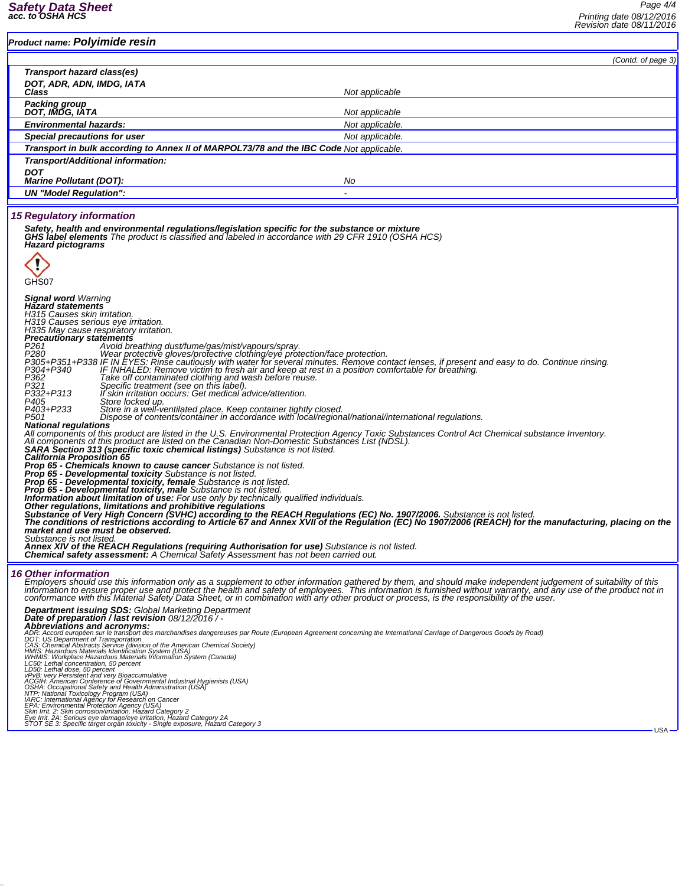**Product name: Polyimide resin**

(Contd. of page 3)

| | |
|---|---|
| **Transport hazard class(es)** | |
| **DOT, ADR, ADN, IMDG, IATA Class** | Not applicable |
| **Packing group DOT, IMDG, IATA** | Not applicable |
| **Environmental hazards:** | Not applicable. |
| **Special precautions for user** | Not applicable. |
| **Transport in bulk according to Annex II of MARPOL73/78 and the IBC Code** | Not applicable. |
| **Transport/Additional information:** | |
| **DOT Marine Pollutant (DOT):** | No |
| **UN "Model Regulation":** | - |

## 15 Regulatory information

**Safety, health and environmental regulations/legislation specific for the substance or mixture**
**GHS label elements** The product is classified and labeled in accordance with 29 CFR 1910 (OSHA HCS)
**Hazard pictograms**

GHS07

**Signal word** Warning
**Hazard statements**
H315 Causes skin irritation.
H319 Causes serious eye irritation.
H335 May cause respiratory irritation.
**Precautionary statements**
P261 Avoid breathing dust/fume/gas/mist/vapours/spray.
P280 Wear protective gloves/protective clothing/eye protection/face protection.
P305+P351+P338 IF IN EYES: Rinse cautiously with water for several minutes. Remove contact lenses, if present and easy to do. Continue rinsing.
P304+P340 IF INHALED: Remove victim to fresh air and keep at rest in a position comfortable for breathing.
P362 Take off contaminated clothing and wash before reuse.
P321 Specific treatment (see on this label).
P332+P313 If skin irritation occurs: Get medical advice/attention.
P405 Store locked up.
P403+P233 Store in a well-ventilated place. Keep container tightly closed.
P501 Dispose of contents/container in accordance with local/regional/national/international regulations.
**National regulations**
All components of this product are listed in the U.S. Environmental Protection Agency Toxic Substances Control Act Chemical substance Inventory.
All components of this product are listed on the Canadian Non-Domestic Substances List (NDSL).
**SARA Section 313 (specific toxic chemical listings)** Substance is not listed.
**California Proposition 65**
**Prop 65 - Chemicals known to cause cancer** Substance is not listed.
**Prop 65 - Developmental toxicity** Substance is not listed.
**Prop 65 - Developmental toxicity, female** Substance is not listed.
**Prop 65 - Developmental toxicity, male** Substance is not listed.
**Information about limitation of use:** For use only by technically qualified individuals.
**Other regulations, limitations and prohibitive regulations**
**Substance of Very High Concern (SVHC) according to the REACH Regulations (EC) No. 1907/2006.** Substance is not listed.
**The conditions of restrictions according to Article 67 and Annex XVII of the Regulation (EC) No 1907/2006 (REACH) for the manufacturing, placing on the market and use must be observed.**
Substance is not listed.
**Annex XIV of the REACH Regulations (requiring Authorisation for use)** Substance is not listed.
**Chemical safety assessment:** A Chemical Safety Assessment has not been carried out.

## 16 Other information

Employers should use this information only as a supplement to other information gathered by them, and should make independent judgement of suitability of this information to ensure proper use and protect the health and safety of employees. This information is furnished without warranty, and any use of the product not in conformance with this Material Safety Data Sheet, or in combination with any other product or process, is the responsibility of the user.

**Department issuing SDS:** Global Marketing Department
**Date of preparation / last revision** 08/12/2016 / -
**Abbreviations and acronyms:**
ADR: Accord européen sur le transport des marchandises dangereuses par Route (European Agreement concerning the International Carriage of Dangerous Goods by Road)
DOT: US Department of Transportation
CAS: Chemical Abstracts Service (division of the American Chemical Society)
HMIS: Hazardous Materials Identification System (USA)
WHMIS: Workplace Hazardous Materials Information System (Canada)
LC50: Lethal concentration, 50 percent
LD50: Lethal dose, 50 percent
vPvB: very Persistent and very Bioaccumulative
ACGIH: American Conference of Governmental Industrial Hygienists (USA)
OSHA: Occupational Safety and Health Administration (USA)
NTP: National Toxicology Program (USA)
IARC: International Agency for Research on Cancer
EPA: Environmental Protection Agency (USA)
Skin Irrit. 2: Skin corrosion/irritation, Hazard Category 2
Eye Irrit. 2A: Serious eye damage/eye irritation, Hazard Category 2A
STOT SE 3: Specific target organ toxicity - Single exposure, Hazard Category 3